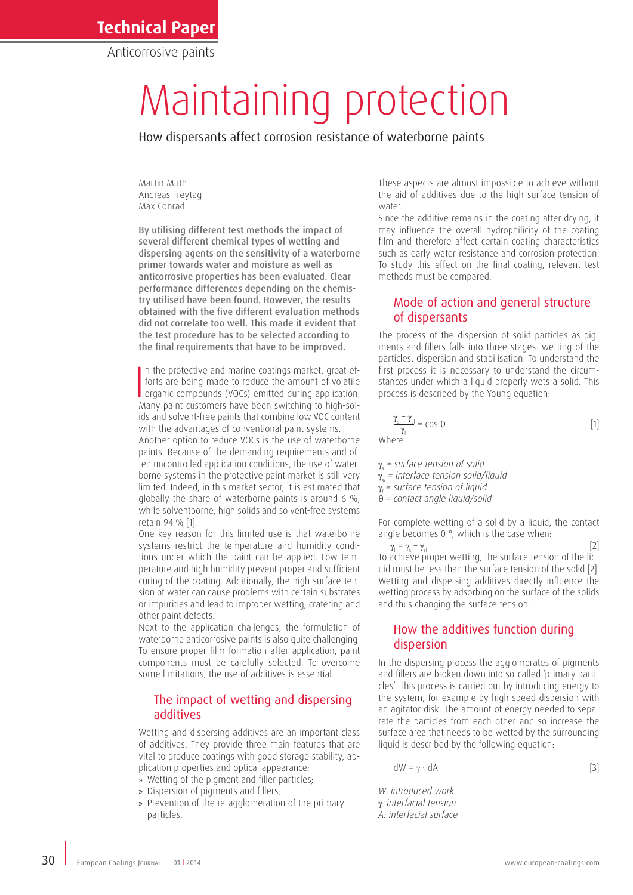Technical Paper

Anticorrosive paints

# Maintaining protection

## How dispersants affect corrosion resistance of waterborne paints

Martin Muth
Andreas Freytag
Max Conrad

**By utilising different test methods the impact of several different chemical types of wetting and dispersing agents on the sensitivity of a waterborne primer towards water and moisture as well as anticorrosive properties has been evaluated. Clear performance differences depending on the chemistry utilised have been found. However, the results obtained with the five different evaluation methods did not correlate too well. This made it evident that the test procedure has to be selected according to the final requirements that have to be improved.**

In the protective and marine coatings market, great efforts are being made to reduce the amount of volatile organic compounds (VOCs) emitted during application. Many paint customers have been switching to high-solids and solvent-free paints that combine low VOC content with the advantages of conventional paint systems.

Another option to reduce VOCs is the use of waterborne paints. Because of the demanding requirements and often uncontrolled application conditions, the use of waterborne systems in the protective paint market is still very limited. Indeed, in this market sector, it is estimated that globally the share of waterborne paints is around 6 %, while solventborne, high solids and solvent-free systems retain 94 % [1].

One key reason for this limited use is that waterborne systems restrict the temperature and humidity conditions under which the paint can be applied. Low temperature and high humidity prevent proper and sufficient curing of the coating. Additionally, the high surface tension of water can cause problems with certain substrates or impurities and lead to improper wetting, cratering and other paint defects.

Next to the application challenges, the formulation of waterborne anticorrosive paints is also quite challenging. To ensure proper film formation after application, paint components must be carefully selected. To overcome some limitations, the use of additives is essential.

### The impact of wetting and dispersing additives

Wetting and dispersing additives are an important class of additives. They provide three main features that are vital to produce coatings with good storage stability, application properties and optical appearance:

- Wetting of the pigment and filler particles;
- Dispersion of pigments and fillers;
- Prevention of the re-agglomeration of the primary particles.

These aspects are almost impossible to achieve without the aid of additives due to the high surface tension of water.

Since the additive remains in the coating after drying, it may influence the overall hydrophilicity of the coating film and therefore affect certain coating characteristics such as early water resistance and corrosion protection. To study this effect on the final coating, relevant test methods must be compared.

### Mode of action and general structure of dispersants

The process of the dispersion of solid particles as pigments and fillers falls into three stages: wetting of the particles, dispersion and stabilisation. To understand the first process it is necessary to understand the circumstances under which a liquid properly wets a solid. This process is described by the Young equation:

$$\frac{\gamma_s - \gamma_{sl}}{\gamma_l} = \cos\theta \qquad [1]$$

Where

*$\gamma_s$ = surface tension of solid*
*$\gamma_{sl}$ = interface tension solid/liquid*
*$\gamma_l$ = surface tension of liquid*
*$\theta$ = contact angle liquid/solid*

For complete wetting of a solid by a liquid, the contact angle becomes 0 °, which is the case when:

$$\gamma_l = \gamma_s - \gamma_{sl} \qquad [2]$$

To achieve proper wetting, the surface tension of the liquid must be less than the surface tension of the solid [2]. Wetting and dispersing additives directly influence the wetting process by adsorbing on the surface of the solids and thus changing the surface tension.

### How the additives function during dispersion

In the dispersing process the agglomerates of pigments and fillers are broken down into so-called 'primary particles'. This process is carried out by introducing energy to the system, for example by high-speed dispersion with an agitator disk. The amount of energy needed to separate the particles from each other and so increase the surface area that needs to be wetted by the surrounding liquid is described by the following equation:

$$dW = \gamma \cdot dA \qquad [3]$$

*W: introduced work*
*$\gamma$: interfacial tension*
*A: interfacial surface*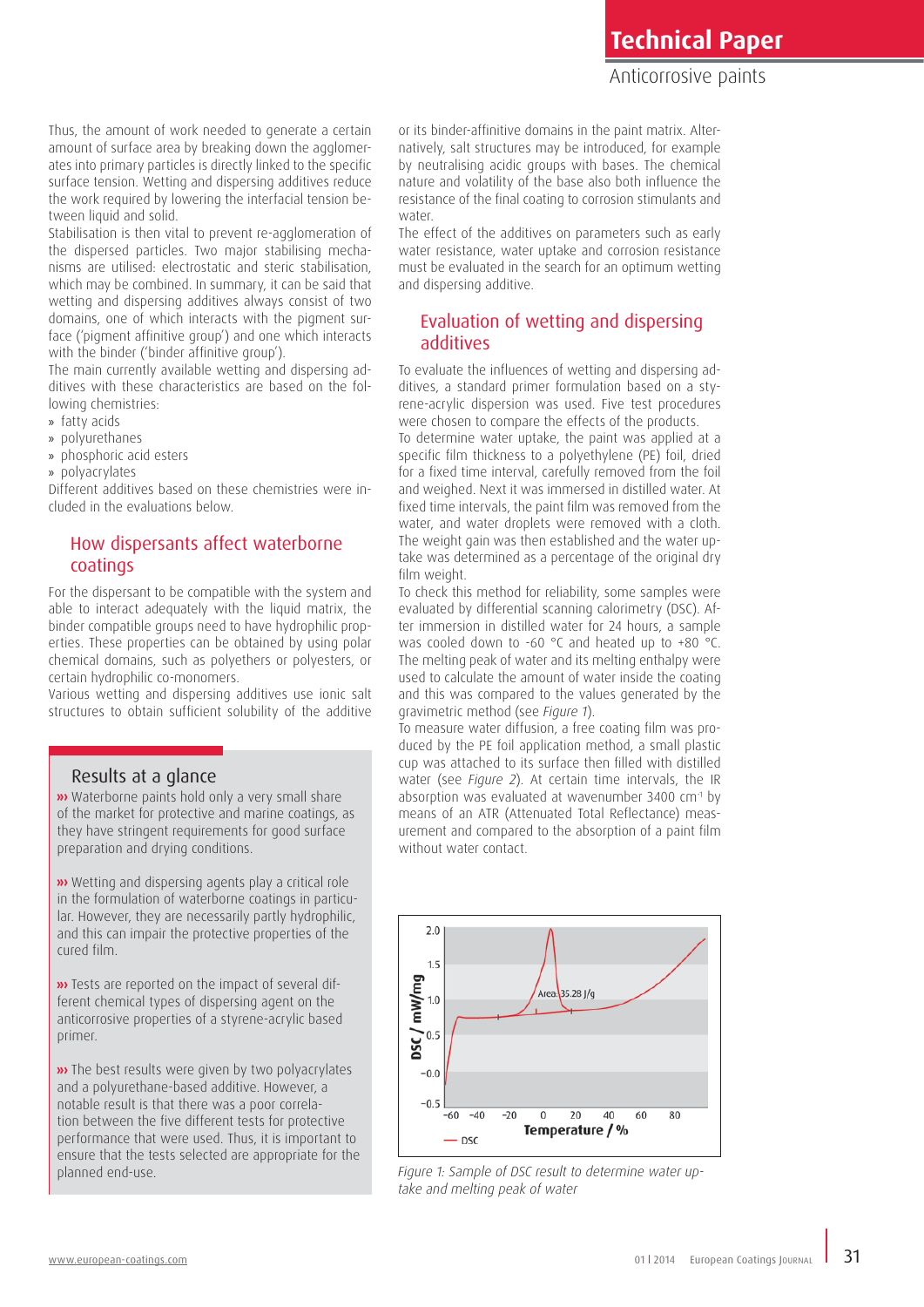Thus, the amount of work needed to generate a certain amount of surface area by breaking down the agglomerates into primary particles is directly linked to the specific surface tension. Wetting and dispersing additives reduce the work required by lowering the interfacial tension between liquid and solid.

Stabilisation is then vital to prevent re-agglomeration of the dispersed particles. Two major stabilising mechanisms are utilised: electrostatic and steric stabilisation, which may be combined. In summary, it can be said that wetting and dispersing additives always consist of two domains, one of which interacts with the pigment surface ('pigment affinitive group') and one which interacts with the binder ('binder affinitive group').

The main currently available wetting and dispersing additives with these characteristics are based on the following chemistries:

- fatty acids
- polyurethanes
- phosphoric acid esters
- polyacrylates

Different additives based on these chemistries were included in the evaluations below.

## How dispersants affect waterborne coatings

For the dispersant to be compatible with the system and able to interact adequately with the liquid matrix, the binder compatible groups need to have hydrophilic properties. These properties can be obtained by using polar chemical domains, such as polyethers or polyesters, or certain hydrophilic co-monomers.

Various wetting and dispersing additives use ionic salt structures to obtain sufficient solubility of the additive or its binder-affinitive domains in the paint matrix. Alternatively, salt structures may be introduced, for example by neutralising acidic groups with bases. The chemical nature and volatility of the base also both influence the resistance of the final coating to corrosion stimulants and water.

The effect of the additives on parameters such as early water resistance, water uptake and corrosion resistance must be evaluated in the search for an optimum wetting and dispersing additive.

## Evaluation of wetting and dispersing additives

To evaluate the influences of wetting and dispersing additives, a standard primer formulation based on a styrene-acrylic dispersion was used. Five test procedures were chosen to compare the effects of the products.

To determine water uptake, the paint was applied at a specific film thickness to a polyethylene (PE) foil, dried for a fixed time interval, carefully removed from the foil and weighed. Next it was immersed in distilled water. At fixed time intervals, the paint film was removed from the water, and water droplets were removed with a cloth. The weight gain was then established and the water uptake was determined as a percentage of the original dry film weight.

To check this method for reliability, some samples were evaluated by differential scanning calorimetry (DSC). After immersion in distilled water for 24 hours, a sample was cooled down to -60 °C and heated up to +80 °C. The melting peak of water and its melting enthalpy were used to calculate the amount of water inside the coating and this was compared to the values generated by the gravimetric method (see *Figure 1*).

To measure water diffusion, a free coating film was produced by the PE foil application method, a small plastic cup was attached to its surface then filled with distilled water (see *Figure 2*). At certain time intervals, the IR absorption was evaluated at wavenumber 3400 $cm^{-1}$ by means of an ATR (Attenuated Total Reflectance) measurement and compared to the absorption of a paint film without water contact.

*Figure 1: Sample of DSC result to determine water uptake and melting peak of water*

### Results at a glance

››› Waterborne paints hold only a very small share of the market for protective and marine coatings, as they have stringent requirements for good surface preparation and drying conditions.

››› Wetting and dispersing agents play a critical role in the formulation of waterborne coatings in particular. However, they are necessarily partly hydrophilic, and this can impair the protective properties of the cured film.

››› Tests are reported on the impact of several different chemical types of dispersing agent on the anticorrosive properties of a styrene-acrylic based primer.

››› The best results were given by two polyacrylates and a polyurethane-based additive. However, a notable result is that there was a poor correlation between the five different tests for protective performance that were used. Thus, it is important to ensure that the tests selected are appropriate for the planned end-use.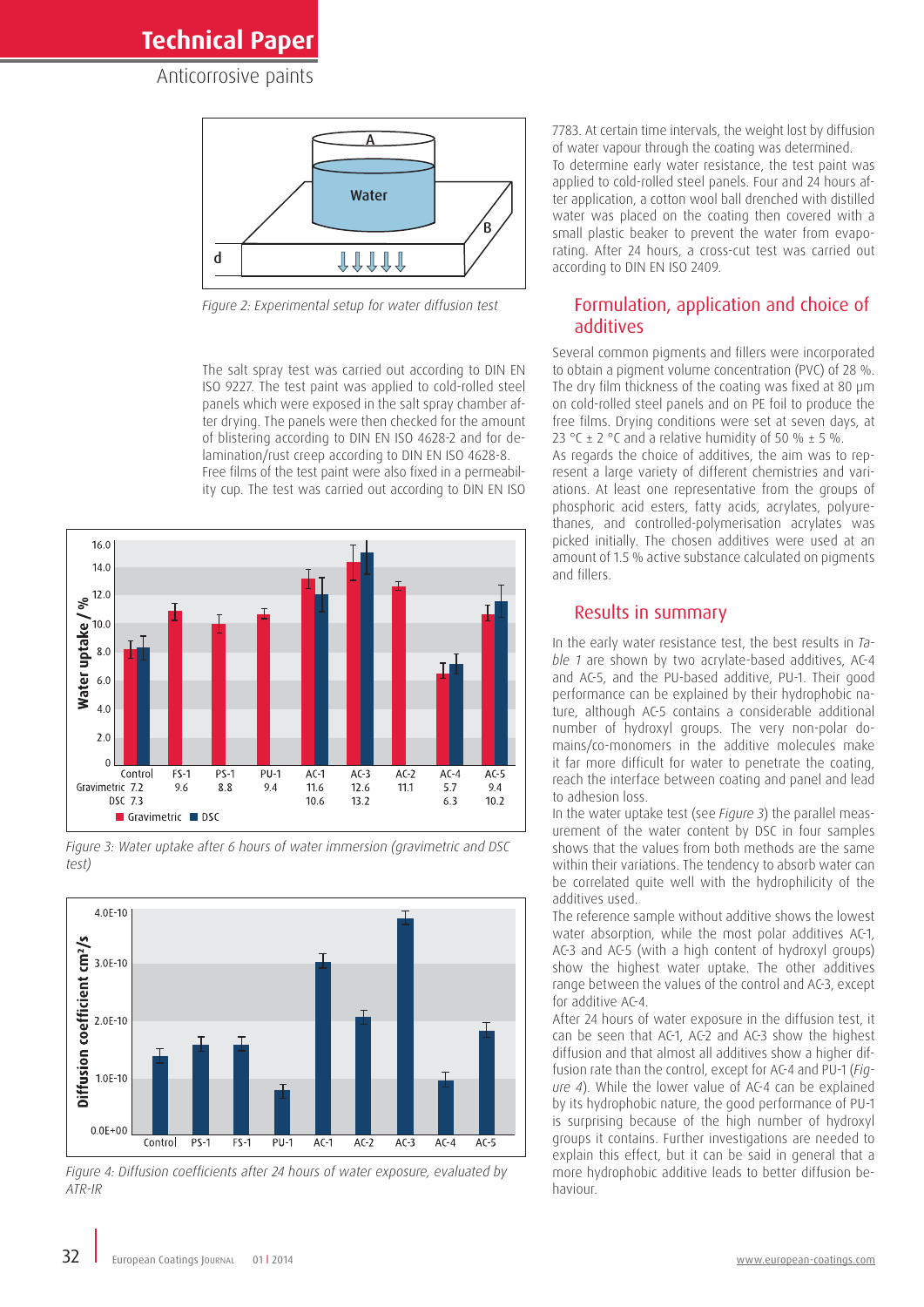Figure 2: Experimental setup for water diffusion test

The salt spray test was carried out according to DIN EN ISO 9227. The test paint was applied to cold-rolled steel panels which were exposed in the salt spray chamber after drying. The panels were then checked for the amount of blistering according to DIN EN ISO 4628-2 and for delamination/rust creep according to DIN EN ISO 4628-8. Free films of the test paint were also fixed in a permeability cup. The test was carried out according to DIN EN ISO 7783. At certain time intervals, the weight lost by diffusion of water vapour through the coating was determined.

To determine early water resistance, the test paint was applied to cold-rolled steel panels. Four and 24 hours after application, a cotton wool ball drenched with distilled water was placed on the coating then covered with a small plastic beaker to prevent the water from evaporating. After 24 hours, a cross-cut test was carried out according to DIN EN ISO 2409.

| | Control | FS-1 | PS-1 | PU-1 | AC-1 | AC-3 | AC-2 | AC-4 | AC-5 |
|---|---|---|---|---|---|---|---|---|---|
| Gravimetric | 7.2 | 9.6 | 8.8 | 9.4 | 11.6 | 12.6 | 11.1 | 5.7 | 9.4 |
| DSC | 7.3 | | | | 10.6 | 13.2 | | 6.3 | 10.2 |

Figure 3: Water uptake after 6 hours of water immersion (gravimetric and DSC test)

Figure 4: Diffusion coefficients after 24 hours of water exposure, evaluated by ATR-IR

## Formulation, application and choice of additives

Several common pigments and fillers were incorporated to obtain a pigment volume concentration (PVC) of 28 %. The dry film thickness of the coating was fixed at 80 µm on cold-rolled steel panels and on PE foil to produce the free films. Drying conditions were set at seven days, at 23 °C ± 2 °C and a relative humidity of 50 % ± 5 %.

As regards the choice of additives, the aim was to represent a large variety of different chemistries and variations. At least one representative from the groups of phosphoric acid esters, fatty acids, acrylates, polyurethanes, and controlled-polymerisation acrylates was picked initially. The chosen additives were used at an amount of 1.5 % active substance calculated on pigments and fillers.

## Results in summary

In the early water resistance test, the best results in *Table 1* are shown by two acrylate-based additives, AC-4 and AC-5, and the PU-based additive, PU-1. Their good performance can be explained by their hydrophobic nature, although AC-5 contains a considerable additional number of hydroxyl groups. The very non-polar domains/co-monomers in the additive molecules make it far more difficult for water to penetrate the coating, reach the interface between coating and panel and lead to adhesion loss.

In the water uptake test (see *Figure 3*) the parallel measurement of the water content by DSC in four samples shows that the values from both methods are the same within their variations. The tendency to absorb water can be correlated quite well with the hydrophilicity of the additives used.

The reference sample without additive shows the lowest water absorption, while the most polar additives AC-1, AC-3 and AC-5 (with a high content of hydroxyl groups) show the highest water uptake. The other additives range between the values of the control and AC-3, except for additive AC-4.

After 24 hours of water exposure in the diffusion test, it can be seen that AC-1, AC-2 and AC-3 show the highest diffusion and that almost all additives show a higher diffusion rate than the control, except for AC-4 and PU-1 (*Figure 4*). While the lower value of AC-4 can be explained by its hydrophobic nature, the good performance of PU-1 is surprising because of the high number of hydroxyl groups it contains. Further investigations are needed to explain this effect, but it can be said in general that a more hydrophobic additive leads to better diffusion behaviour.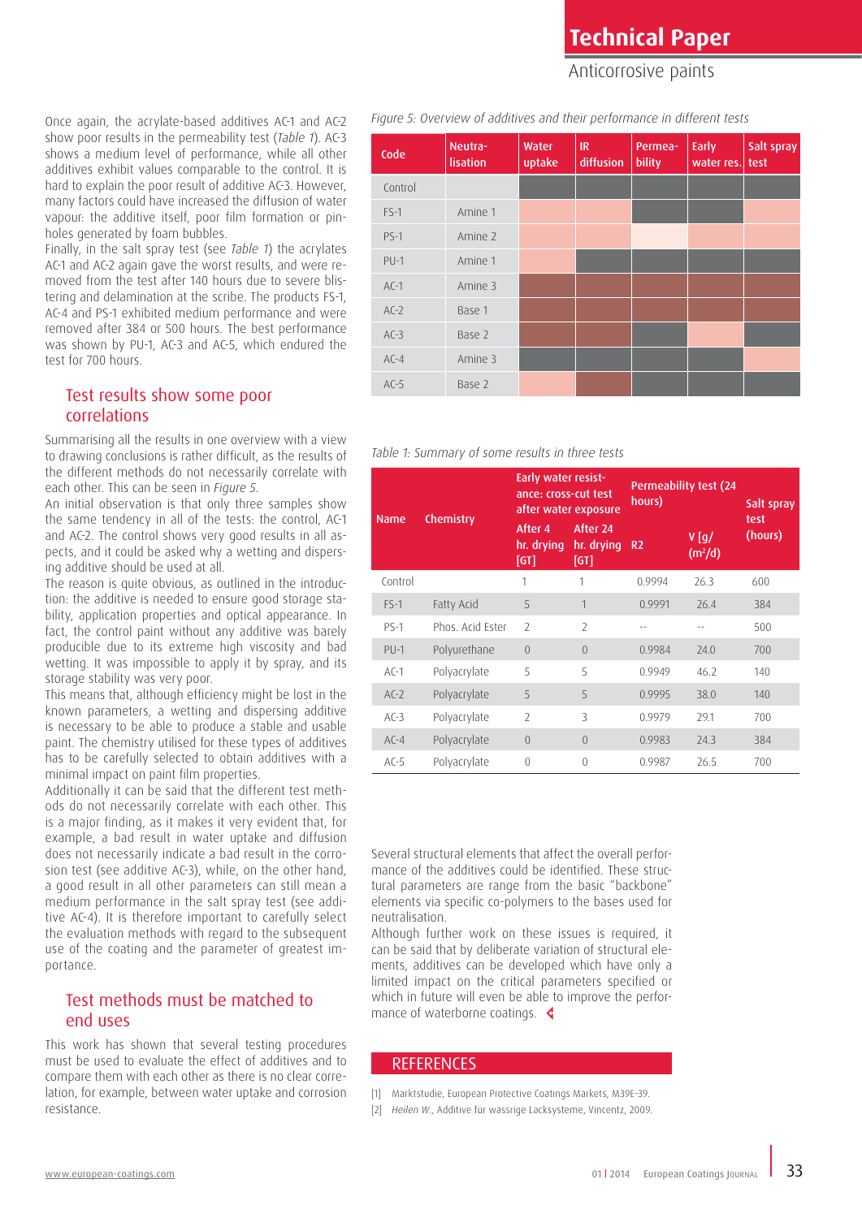Once again, the acrylate-based additives AC-1 and AC-2 show poor results in the permeability test (*Table 1*). AC-3 shows a medium level of performance, while all other additives exhibit values comparable to the control. It is hard to explain the poor result of additive AC-3. However, many factors could have increased the diffusion of water vapour: the additive itself, poor film formation or pin-holes generated by foam bubbles.

Finally, in the salt spray test (see *Table 1*) the acrylates AC-1 and AC-2 again gave the worst results, and were removed from the test after 140 hours due to severe blistering and delamination at the scribe. The products FS-1, AC-4 and PS-1 exhibited medium performance and were removed after 384 or 500 hours. The best performance was shown by PU-1, AC-3 and AC-5, which endured the test for 700 hours.

## Test results show some poor correlations

Summarising all the results in one overview with a view to drawing conclusions is rather difficult, as the results of the different methods do not necessarily correlate with each other. This can be seen in *Figure 5*.

An initial observation is that only three samples show the same tendency in all of the tests: the control, AC-1 and AC-2. The control shows very good results in all aspects, and it could be asked why a wetting and dispersing additive should be used at all.

The reason is quite obvious, as outlined in the introduction: the additive is needed to ensure good storage stability, application properties and optical appearance. In fact, the control paint without any additive was barely producible due to its extreme high viscosity and bad wetting. It was impossible to apply it by spray, and its storage stability was very poor.

This means that, although efficiency might be lost in the known parameters, a wetting and dispersing additive is necessary to be able to produce a stable and usable paint. The chemistry utilised for these types of additives has to be carefully selected to obtain additives with a minimal impact on paint film properties.

Additionally it can be said that the different test methods do not necessarily correlate with each other. This is a major finding, as it makes it very evident that, for example, a bad result in water uptake and diffusion does not necessarily indicate a bad result in the corrosion test (see additive AC-3), while, on the other hand, a good result in all other parameters can still mean a medium performance in the salt spray test (see additive AC-4). It is therefore important to carefully select the evaluation methods with regard to the subsequent use of the coating and the parameter of greatest importance.

## Test methods must be matched to end uses

This work has shown that several testing procedures must be used to evaluate the effect of additives and to compare them with each other as there is no clear correlation, for example, between water uptake and corrosion resistance.

*Figure 5: Overview of additives and their performance in different tests*

| Code | Neutralisation | Water uptake | IR diffusion | Permeability | Early water res. | Salt spray test |
|---|---|---|---|---|---|---|
| Control | | | | | | |
| FS-1 | Amine 1 | | | | | |
| PS-1 | Amine 2 | | | | | |
| PU-1 | Amine 1 | | | | | |
| AC-1 | Amine 3 | | | | | |
| AC-2 | Base 1 | | | | | |
| AC-3 | Base 2 | | | | | |
| AC-4 | Amine 3 | | | | | |
| AC-5 | Base 2 | | | | | |

*Table 1: Summary of some results in three tests*

| Name | Chemistry | Early water resistance: cross-cut test after water exposure | | Permeability test (24 hours) | | Salt spray test (hours) |
|---|---|---|---|---|---|---|
| | | After 4 hr. drying [GT] | After 24 hr. drying [GT] | R2 | V [g/(m²/d)] | |
| Control | | 1 | 1 | 0.9994 | 26.3 | 600 |
| FS-1 | Fatty Acid | 5 | 1 | 0.9991 | 26.4 | 384 |
| PS-1 | Phos. Acid Ester | 2 | 2 | -- | -- | 500 |
| PU-1 | Polyurethane | 0 | 0 | 0.9984 | 24.0 | 700 |
| AC-1 | Polyacrylate | 5 | 5 | 0.9949 | 46.2 | 140 |
| AC-2 | Polyacrylate | 5 | 5 | 0.9995 | 38.0 | 140 |
| AC-3 | Polyacrylate | 2 | 3 | 0.9979 | 29.1 | 700 |
| AC-4 | Polyacrylate | 0 | 0 | 0.9983 | 24.3 | 384 |
| AC-5 | Polyacrylate | 0 | 0 | 0.9987 | 26.5 | 700 |

Several structural elements that affect the overall performance of the additives could be identified. These structural parameters are range from the basic "backbone" elements via specific co-polymers to the bases used for neutralisation.

Although further work on these issues is required, it can be said that by deliberate variation of structural elements, additives can be developed which have only a limited impact on the critical parameters specified or which in future will even be able to improve the performance of waterborne coatings.

## REFERENCES

[1] Marktstudie, European Protective Coatings Markets, M39E-39.

[2] *Heilen W.*, Additive für wässrige Lacksysteme, Vincentz, 2009.